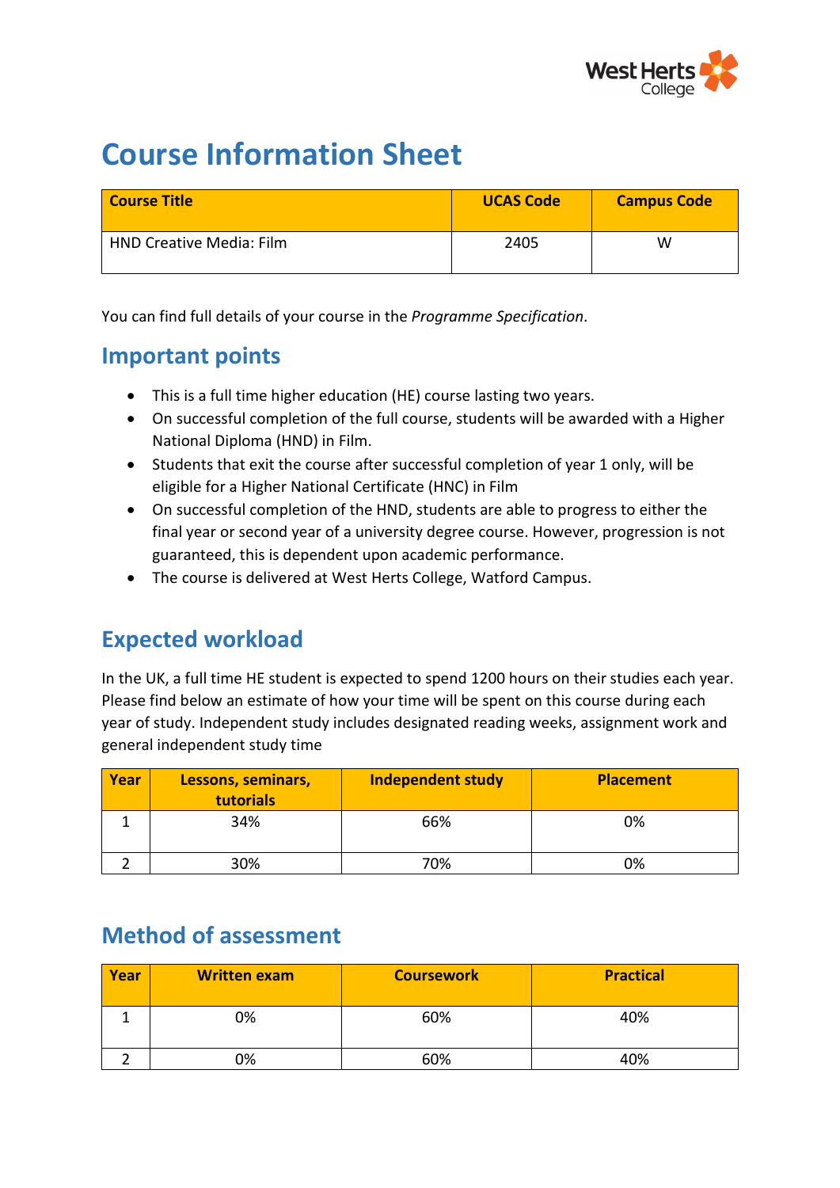# Course Information Sheet

| Course Title | UCAS Code | Campus Code |
|---|---|---|
| HND Creative Media: Film | 2405 | W |

You can find full details of your course in the *Programme Specification*.

## Important points

- This is a full time higher education (HE) course lasting two years.
- On successful completion of the full course, students will be awarded with a Higher National Diploma (HND) in Film.
- Students that exit the course after successful completion of year 1 only, will be eligible for a Higher National Certificate (HNC) in Film
- On successful completion of the HND, students are able to progress to either the final year or second year of a university degree course. However, progression is not guaranteed, this is dependent upon academic performance.
- The course is delivered at West Herts College, Watford Campus.

## Expected workload

In the UK, a full time HE student is expected to spend 1200 hours on their studies each year. Please find below an estimate of how your time will be spent on this course during each year of study. Independent study includes designated reading weeks, assignment work and general independent study time

| Year | Lessons, seminars, tutorials | Independent study | Placement |
|---|---|---|---|
| 1 | 34% | 66% | 0% |
| 2 | 30% | 70% | 0% |

## Method of assessment

| Year | Written exam | Coursework | Practical |
|---|---|---|---|
| 1 | 0% | 60% | 40% |
| 2 | 0% | 60% | 40% |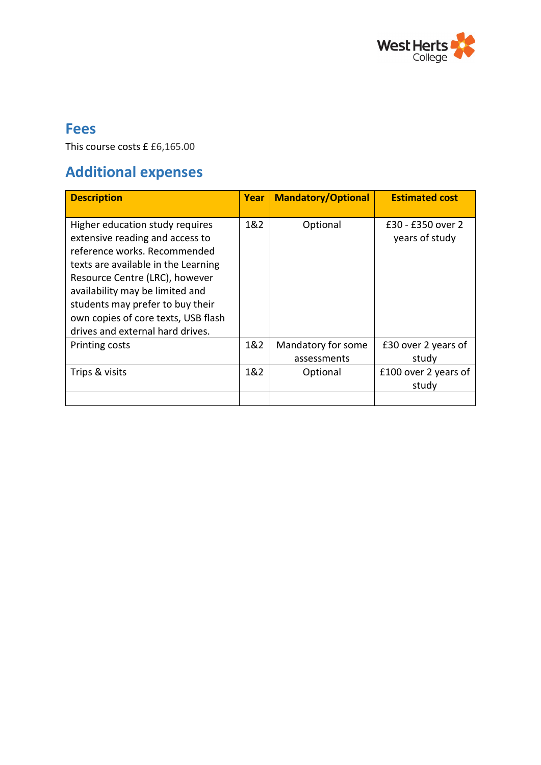## Fees

This course costs £ £6,165.00

## Additional expenses

| Description | Year | Mandatory/Optional | Estimated cost |
|---|---|---|---|
| Higher education study requires extensive reading and access to reference works. Recommended texts are available in the Learning Resource Centre (LRC), however availability may be limited and students may prefer to buy their own copies of core texts, USB flash drives and external hard drives. | 1&2 | Optional | £30 - £350 over 2 years of study |
| Printing costs | 1&2 | Mandatory for some assessments | £30 over 2 years of study |
| Trips & visits | 1&2 | Optional | £100 over 2 years of study |
| | | | |